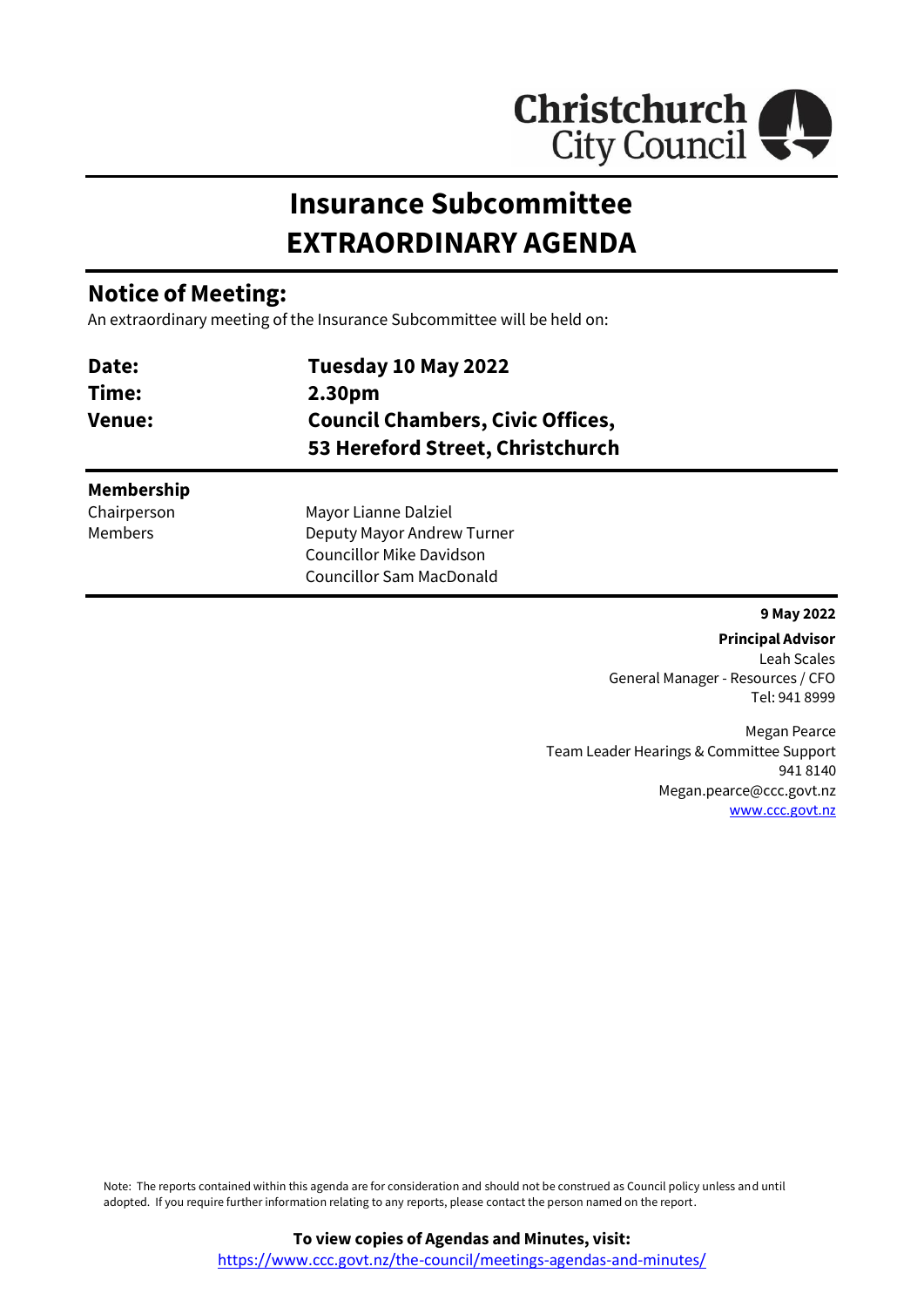Christchurch City Council

# Insurance Subcommittee
# EXTRAORDINARY AGENDA

## Notice of Meeting:

An extraordinary meeting of the Insurance Subcommittee will be held on:

| | |
|---|---|
| **Date:** | **Tuesday 10 May 2022** |
| **Time:** | **2.30pm** |
| **Venue:** | **Council Chambers, Civic Offices, 53 Hereford Street, Christchurch** |

**Membership**

| | |
|---|---|
| Chairperson | Mayor Lianne Dalziel |
| Members | Deputy Mayor Andrew Turner |
| | Councillor Mike Davidson |
| | Councillor Sam MacDonald |

**9 May 2022**

**Principal Advisor**
Leah Scales
General Manager - Resources / CFO
Tel: 941 8999

Megan Pearce
Team Leader Hearings & Committee Support
941 8140
Megan.pearce@ccc.govt.nz
www.ccc.govt.nz

Note: The reports contained within this agenda are for consideration and should not be construed as Council policy unless and until adopted. If you require further information relating to any reports, please contact the person named on the report.

**To view copies of Agendas and Minutes, visit:**
https://www.ccc.govt.nz/the-council/meetings-agendas-and-minutes/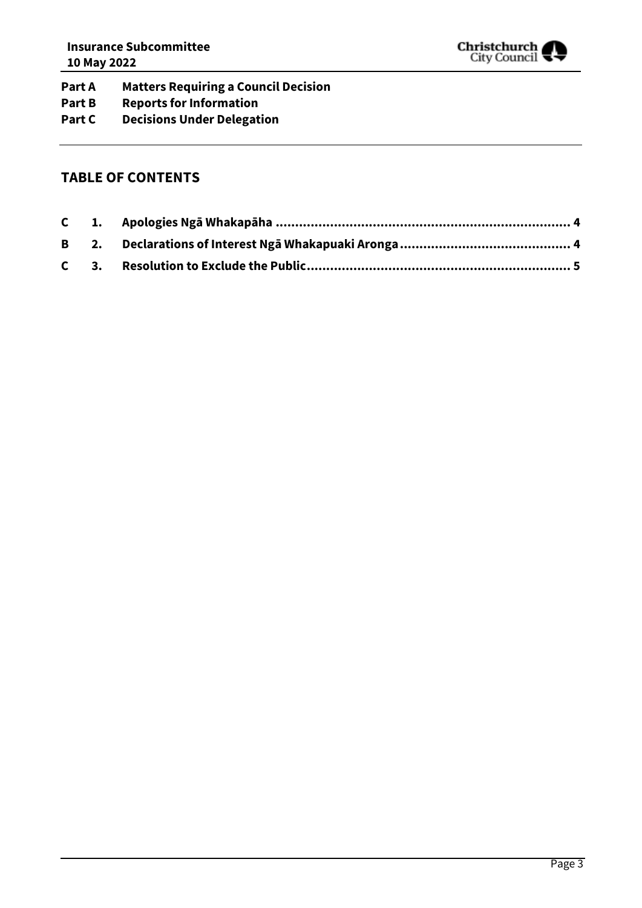| | |
|---|---|
| **Part A** | **Matters Requiring a Council Decision** |
| **Part B** | **Reports for Information** |
| **Part C** | **Decisions Under Delegation** |

## TABLE OF CONTENTS

| | | | |
|---|---|---|---|
| **C** | **1.** | **Apologies Ngā Whakapāha** | **4** |
| **B** | **2.** | **Declarations of Interest Ngā Whakapuaki Aronga** | **4** |
| **C** | **3.** | **Resolution to Exclude the Public** | **5** |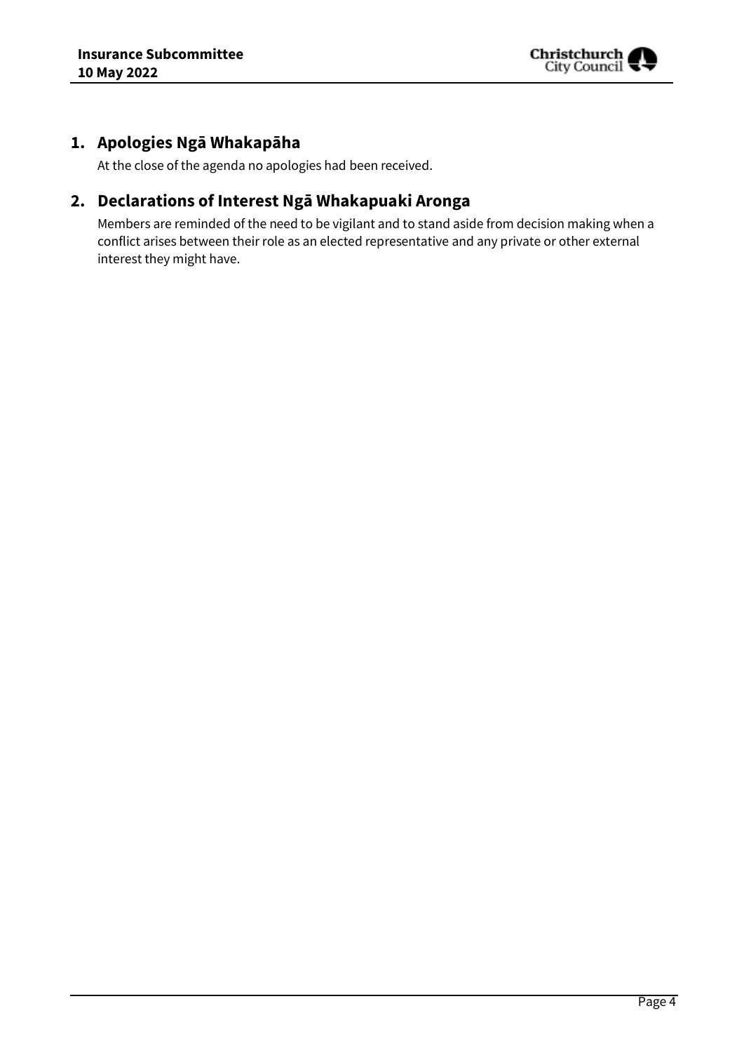## 1. Apologies Ngā Whakapāha

At the close of the agenda no apologies had been received.

## 2. Declarations of Interest Ngā Whakapuaki Aronga

Members are reminded of the need to be vigilant and to stand aside from decision making when a conflict arises between their role as an elected representative and any private or other external interest they might have.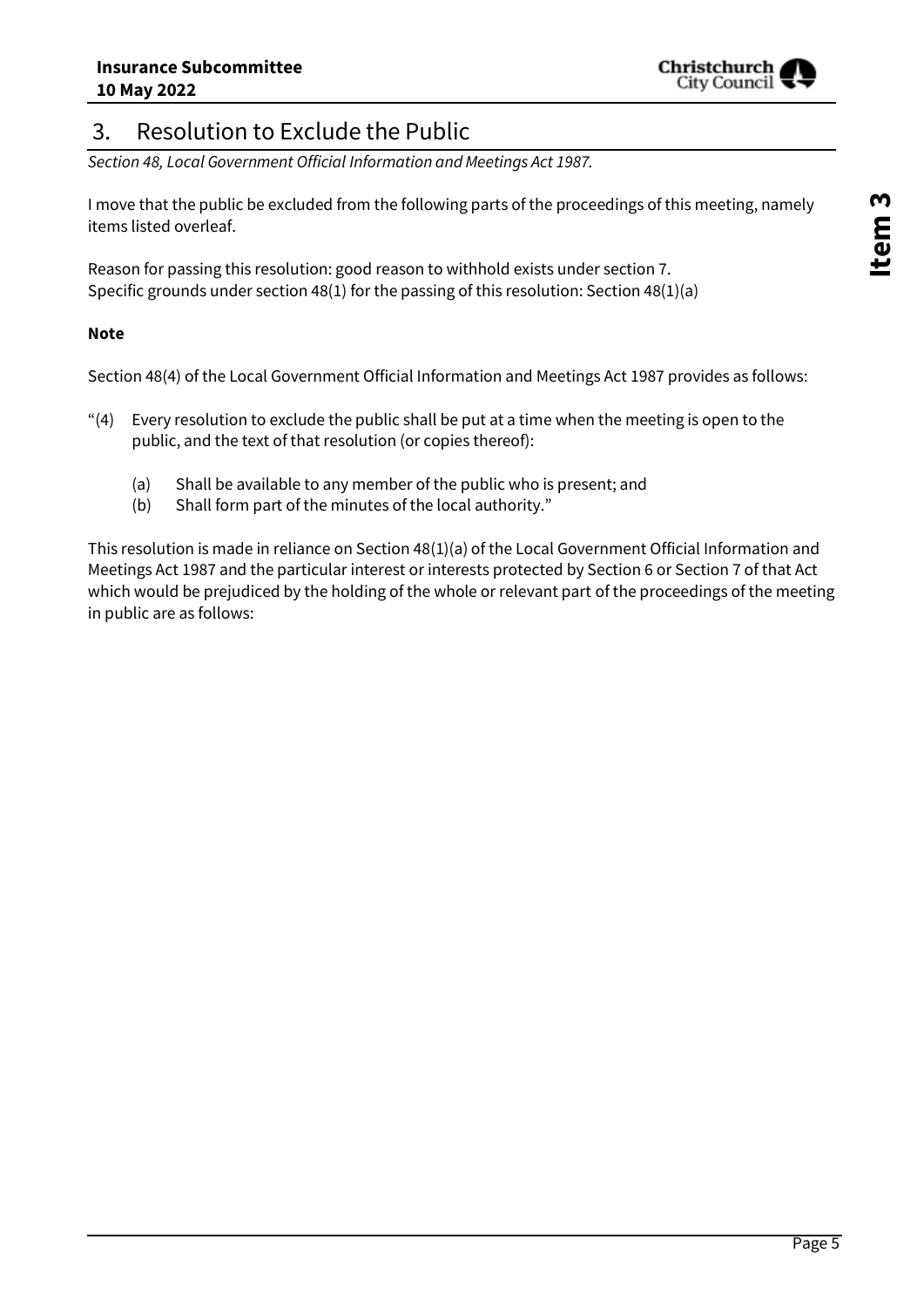## 3. Resolution to Exclude the Public

*Section 48, Local Government Official Information and Meetings Act 1987.*

I move that the public be excluded from the following parts of the proceedings of this meeting, namely items listed overleaf.

Reason for passing this resolution: good reason to withhold exists under section 7.
Specific grounds under section 48(1) for the passing of this resolution: Section 48(1)(a)

**Note**

Section 48(4) of the Local Government Official Information and Meetings Act 1987 provides as follows:

"(4) Every resolution to exclude the public shall be put at a time when the meeting is open to the public, and the text of that resolution (or copies thereof):

(a) Shall be available to any member of the public who is present; and
(b) Shall form part of the minutes of the local authority."

This resolution is made in reliance on Section 48(1)(a) of the Local Government Official Information and Meetings Act 1987 and the particular interest or interests protected by Section 6 or Section 7 of that Act which would be prejudiced by the holding of the whole or relevant part of the proceedings of the meeting in public are as follows: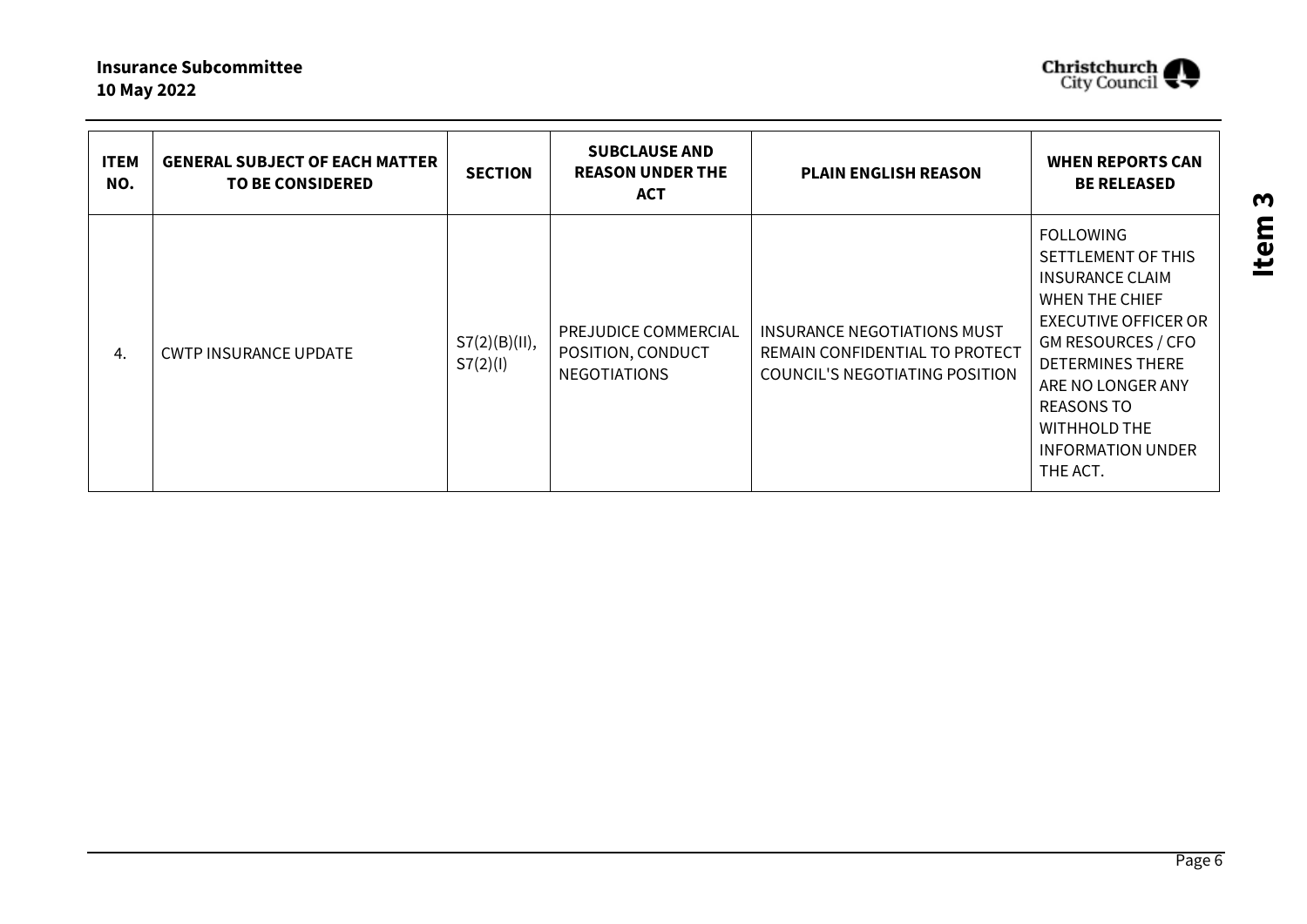| ITEM NO. | GENERAL SUBJECT OF EACH MATTER TO BE CONSIDERED | SECTION | SUBCLAUSE AND REASON UNDER THE ACT | PLAIN ENGLISH REASON | WHEN REPORTS CAN BE RELEASED |
|---|---|---|---|---|---|
| 4. | CWTP INSURANCE UPDATE | S7(2)(B)(II), S7(2)(I) | PREJUDICE COMMERCIAL POSITION, CONDUCT NEGOTIATIONS | INSURANCE NEGOTIATIONS MUST REMAIN CONFIDENTIAL TO PROTECT COUNCIL'S NEGOTIATING POSITION | FOLLOWING SETTLEMENT OF THIS INSURANCE CLAIM WHEN THE CHIEF EXECUTIVE OFFICER OR GM RESOURCES / CFO DETERMINES THERE ARE NO LONGER ANY REASONS TO WITHHOLD THE INFORMATION UNDER THE ACT. |